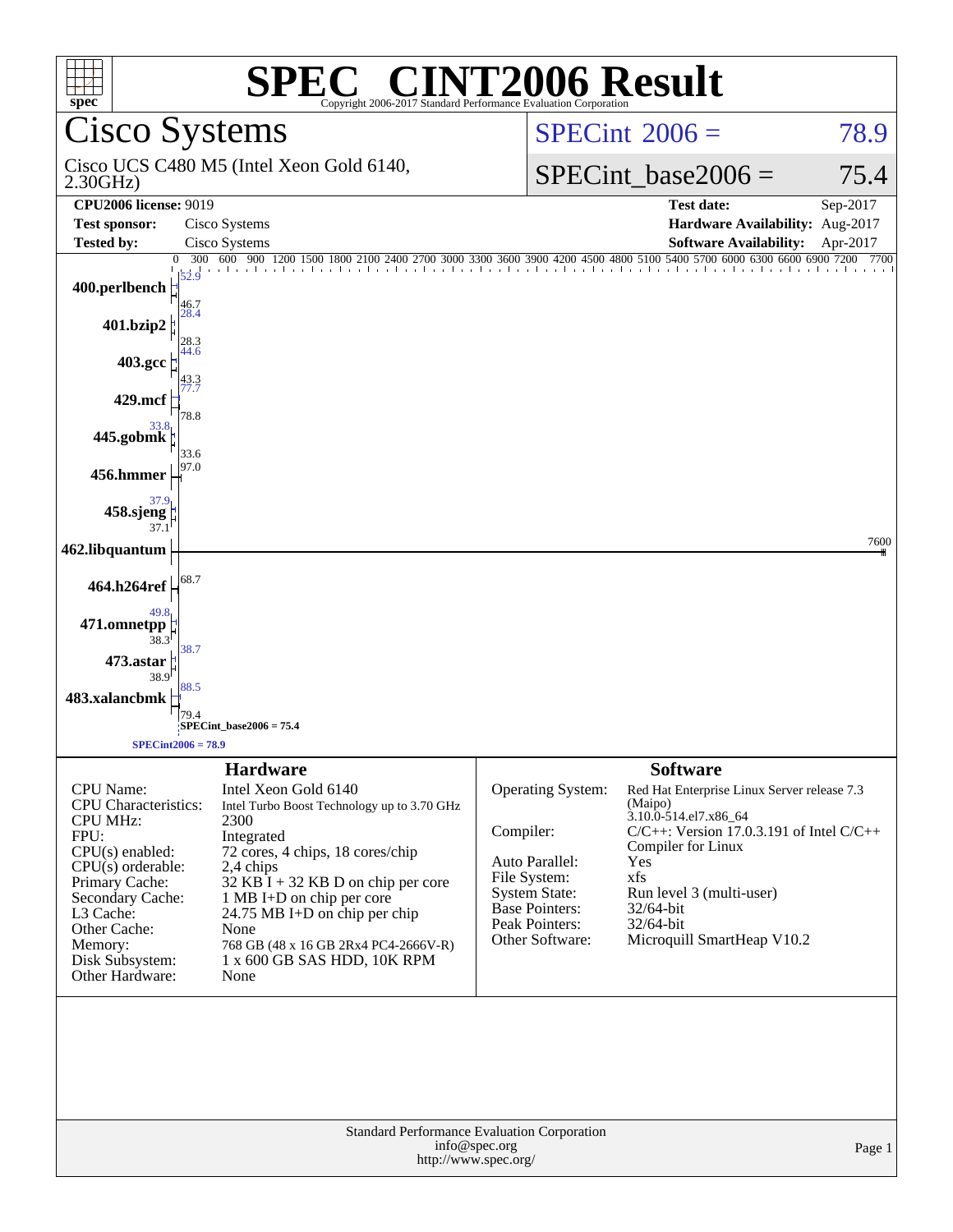# SPEC CINT2006 Result

Copyright 2006-2017 Standard Performance Evaluation Corporation

## Cisco Systems

Cisco UCS C480 M5 (Intel Xeon Gold 6140, 2.30GHz)

SPECint 2006 = 78.9

SPECint_base2006 = 75.4

| | | | |
|---|---|---|---|
| **CPU2006 license:** 9019 | | **Test date:** | Sep-2017 |
| **Test sponsor:** | Cisco Systems | **Hardware Availability:** | Aug-2017 |
| **Tested by:** | Cisco Systems | **Software Availability:** | Apr-2017 |

| Benchmark | Peak | Base |
|---|---|---|
| 400.perlbench | 52.9 | 46.7 |
| 401.bzip2 | 28.4 | 28.3 |
| 403.gcc | 44.6 | 43.3 |
| 429.mcf | 77.7 | 78.8 |
| 445.gobmk | 33.8 | 33.6 |
| 456.hmmer | | 97.0 |
| 458.sjeng | 37.9 | 37.1 |
| 462.libquantum | | 7600 |
| 464.h264ref | | 68.7 |
| 471.omnetpp | 49.8 | 38.3 |
| 473.astar | 38.7 | 38.9 |
| 483.xalancbmk | 88.5 | 79.4 |

SPECint_base2006 = 75.4

SPECint2006 = 78.9

### Hardware

| | |
|---|---|
| CPU Name: | Intel Xeon Gold 6140 |
| CPU Characteristics: | Intel Turbo Boost Technology up to 3.70 GHz |
| CPU MHz: | 2300 |
| FPU: | Integrated |
| CPU(s) enabled: | 72 cores, 4 chips, 18 cores/chip |
| CPU(s) orderable: | 2,4 chips |
| Primary Cache: | 32 KB I + 32 KB D on chip per core |
| Secondary Cache: | 1 MB I+D on chip per core |
| L3 Cache: | 24.75 MB I+D on chip per chip |
| Other Cache: | None |
| Memory: | 768 GB (48 x 16 GB 2Rx4 PC4-2666V-R) |
| Disk Subsystem: | 1 x 600 GB SAS HDD, 10K RPM |
| Other Hardware: | None |

### Software

| | |
|---|---|
| Operating System: | Red Hat Enterprise Linux Server release 7.3 (Maipo) 3.10.0-514.el7.x86_64 |
| Compiler: | C/C++: Version 17.0.3.191 of Intel C/C++ Compiler for Linux |
| Auto Parallel: | Yes |
| File System: | xfs |
| System State: | Run level 3 (multi-user) |
| Base Pointers: | 32/64-bit |
| Peak Pointers: | 32/64-bit |
| Other Software: | Microquill SmartHeap V10.2 |

Standard Performance Evaluation Corporation
info@spec.org
http://www.spec.org/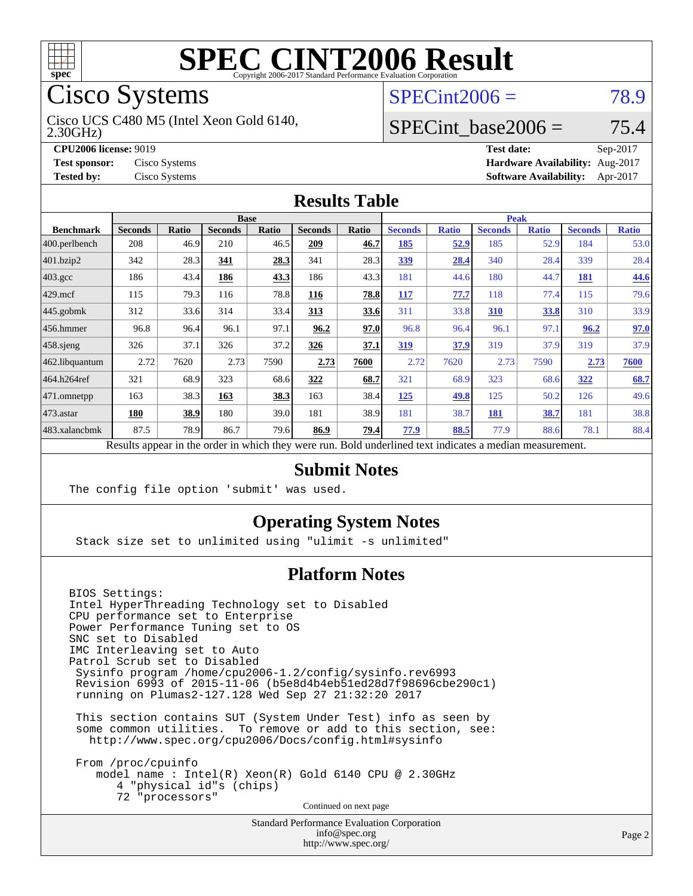# SPEC CINT2006 Result

Copyright 2006-2017 Standard Performance Evaluation Corporation

## Cisco Systems

Cisco UCS C480 M5 (Intel Xeon Gold 6140, 2.30GHz)

SPECint2006 = 78.9

SPECint_base2006 = 75.4

**CPU2006 license:** 9019
**Test sponsor:** Cisco Systems
**Tested by:** Cisco Systems

**Test date:** Sep-2017
**Hardware Availability:** Aug-2017
**Software Availability:** Apr-2017

## Results Table

| Benchmark | Base | | | | | | Peak | | | | | |
|---|---|---|---|---|---|---|---|---|---|---|---|---|
| | Seconds | Ratio | Seconds | Ratio | Seconds | Ratio | Seconds | Ratio | Seconds | Ratio | Seconds | Ratio |
| 400.perlbench | 208 | 46.9 | 210 | 46.5 | **209** | **46.7** | **185** | **52.9** | 185 | 52.9 | 184 | 53.0 |
| 401.bzip2 | 342 | 28.3 | **341** | **28.3** | 341 | 28.3 | **339** | **28.4** | 340 | 28.4 | 339 | 28.4 |
| 403.gcc | 186 | 43.4 | **186** | **43.3** | 186 | 43.3 | 181 | 44.6 | 180 | 44.7 | **181** | **44.6** |
| 429.mcf | 115 | 79.3 | 116 | 78.8 | **116** | **78.8** | **117** | **77.7** | 118 | 77.4 | 115 | 79.6 |
| 445.gobmk | 312 | 33.6 | 314 | 33.4 | **313** | **33.6** | 311 | 33.8 | **310** | **33.8** | 310 | 33.9 |
| 456.hmmer | 96.8 | 96.4 | 96.1 | 97.1 | **96.2** | **97.0** | 96.8 | 96.4 | 96.1 | 97.1 | **96.2** | **97.0** |
| 458.sjeng | 326 | 37.1 | 326 | 37.2 | **326** | **37.1** | **319** | **37.9** | 319 | 37.9 | 319 | 37.9 |
| 462.libquantum | 2.72 | 7620 | 2.73 | 7590 | **2.73** | **7600** | 2.72 | 7620 | 2.73 | 7590 | **2.73** | **7600** |
| 464.h264ref | 321 | 68.9 | 323 | 68.6 | **322** | **68.7** | 321 | 68.9 | 323 | 68.6 | **322** | **68.7** |
| 471.omnetpp | 163 | 38.3 | **163** | **38.3** | 163 | 38.4 | **125** | **49.8** | 125 | 50.2 | 126 | 49.6 |
| 473.astar | **180** | **38.9** | 180 | 39.0 | 181 | 38.9 | 181 | 38.7 | **181** | **38.7** | 181 | 38.8 |
| 483.xalancbmk | 87.5 | 78.9 | 86.7 | 79.6 | **86.9** | **79.4** | **77.9** | **88.5** | 77.9 | 88.6 | 78.1 | 88.4 |

Results appear in the order in which they were run. Bold underlined text indicates a median measurement.

## Submit Notes

```
The config file option 'submit' was used.
```

## Operating System Notes

```
Stack size set to unlimited using "ulimit -s unlimited"
```

## Platform Notes

```
BIOS Settings:
Intel HyperThreading Technology set to Disabled
CPU performance set to Enterprise
Power Performance Tuning set to OS
SNC set to Disabled
IMC Interleaving set to Auto
Patrol Scrub set to Disabled
 Sysinfo program /home/cpu2006-1.2/config/sysinfo.rev6993
 Revision 6993 of 2015-11-06 (b5e8d4b4eb51ed28d7f98696cbe290c1)
 running on Plumas2-127.128 Wed Sep 27 21:32:20 2017

 This section contains SUT (System Under Test) info as seen by
 some common utilities.  To remove or add to this section, see:
   http://www.spec.org/cpu2006/Docs/config.html#sysinfo

 From /proc/cpuinfo
    model name : Intel(R) Xeon(R) Gold 6140 CPU @ 2.30GHz
       4 "physical id"s (chips)
       72 "processors"
```

Continued on next page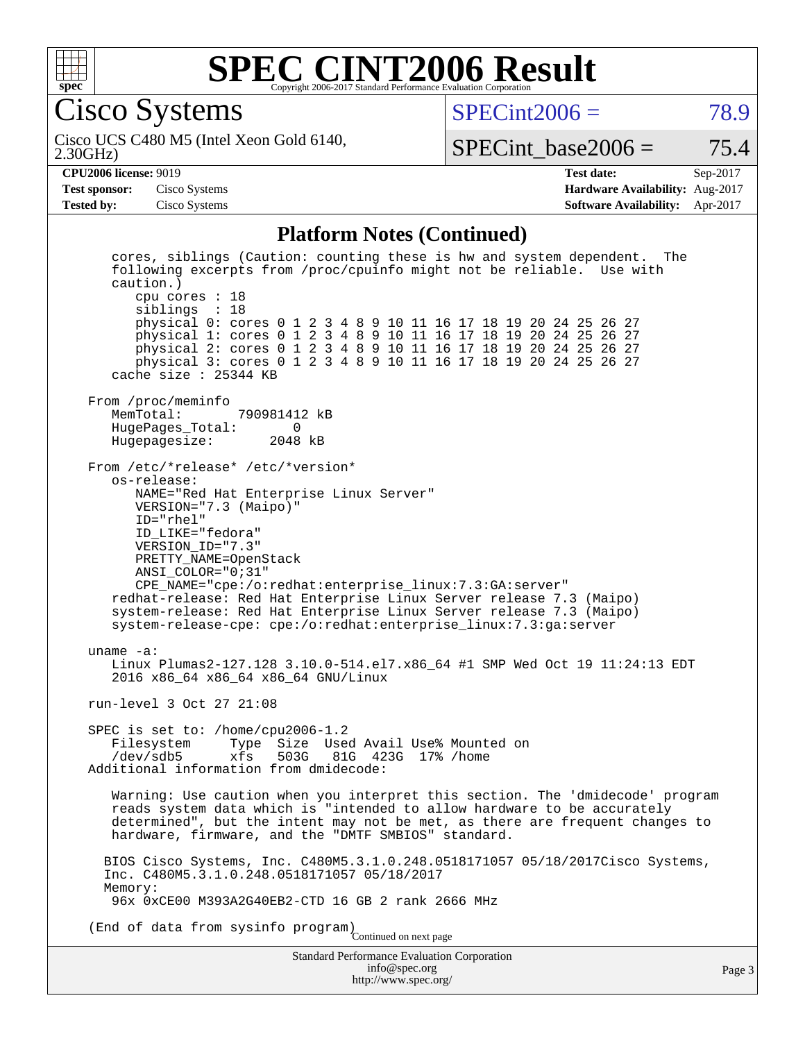# SPEC CINT2006 Result

Copyright 2006-2017 Standard Performance Evaluation Corporation

## Cisco Systems

Cisco UCS C480 M5 (Intel Xeon Gold 6140, 2.30GHz)

SPECint2006 = 78.9

SPECint_base2006 = 75.4

**CPU2006 license:** 9019
**Test sponsor:** Cisco Systems
**Tested by:** Cisco Systems

**Test date:** Sep-2017
**Hardware Availability:** Aug-2017
**Software Availability:** Apr-2017

## Platform Notes (Continued)

```
    cores, siblings (Caution: counting these is hw and system dependent.  The
    following excerpts from /proc/cpuinfo might not be reliable.  Use with
    caution.)
       cpu cores : 18
       siblings  : 18
       physical 0: cores 0 1 2 3 4 8 9 10 11 16 17 18 19 20 24 25 26 27
       physical 1: cores 0 1 2 3 4 8 9 10 11 16 17 18 19 20 24 25 26 27
       physical 2: cores 0 1 2 3 4 8 9 10 11 16 17 18 19 20 24 25 26 27
       physical 3: cores 0 1 2 3 4 8 9 10 11 16 17 18 19 20 24 25 26 27
    cache size : 25344 KB

 From /proc/meminfo
    MemTotal:       790981412 kB
    HugePages_Total:       0
    Hugepagesize:       2048 kB

 From /etc/*release* /etc/*version*
    os-release:
       NAME="Red Hat Enterprise Linux Server"
       VERSION="7.3 (Maipo)"
       ID="rhel"
       ID_LIKE="fedora"
       VERSION_ID="7.3"
       PRETTY_NAME=OpenStack
       ANSI_COLOR="0;31"
       CPE_NAME="cpe:/o:redhat:enterprise_linux:7.3:GA:server"
    redhat-release: Red Hat Enterprise Linux Server release 7.3 (Maipo)
    system-release: Red Hat Enterprise Linux Server release 7.3 (Maipo)
    system-release-cpe: cpe:/o:redhat:enterprise_linux:7.3:ga:server

 uname -a:
    Linux Plumas2-127.128 3.10.0-514.el7.x86_64 #1 SMP Wed Oct 19 11:24:13 EDT
    2016 x86_64 x86_64 x86_64 GNU/Linux

 run-level 3 Oct 27 21:08

 SPEC is set to: /home/cpu2006-1.2
    Filesystem     Type  Size  Used Avail Use% Mounted on
    /dev/sdb5      xfs   503G   81G  423G  17% /home
 Additional information from dmidecode:

    Warning: Use caution when you interpret this section. The 'dmidecode' program
    reads system data which is "intended to allow hardware to be accurately
    determined", but the intent may not be met, as there are frequent changes to
    hardware, firmware, and the "DMTF SMBIOS" standard.

   BIOS Cisco Systems, Inc. C480M5.3.1.0.248.0518171057 05/18/2017Cisco Systems,
   Inc. C480M5.3.1.0.248.0518171057 05/18/2017
   Memory:
    96x 0xCE00 M393A2G40EB2-CTD 16 GB 2 rank 2666 MHz

 (End of data from sysinfo program)
```

Continued on next page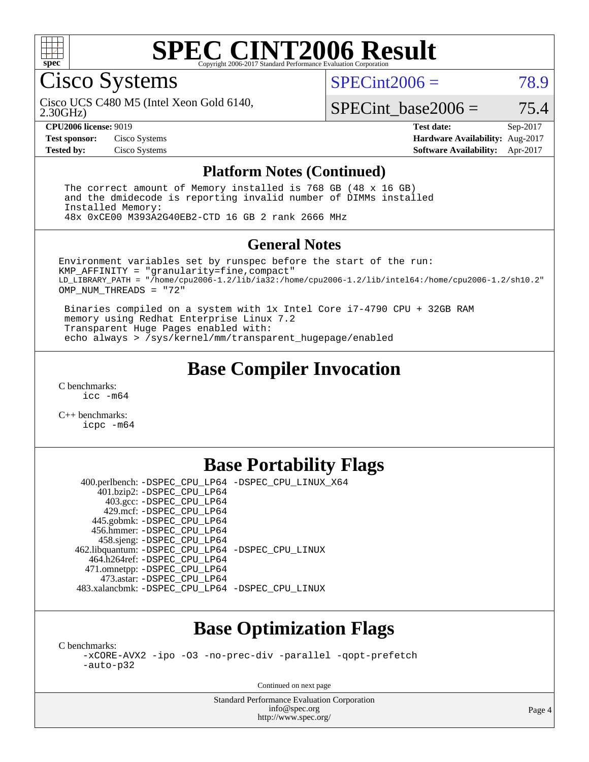# SPEC CINT2006 Result

Copyright 2006-2017 Standard Performance Evaluation Corporation

## Cisco Systems

Cisco UCS C480 M5 (Intel Xeon Gold 6140, 2.30GHz)

SPECint2006 = 78.9

SPECint_base2006 = 75.4

**CPU2006 license:** 9019
**Test sponsor:** Cisco Systems
**Tested by:** Cisco Systems

**Test date:** Sep-2017
**Hardware Availability:** Aug-2017
**Software Availability:** Apr-2017

## Platform Notes (Continued)

```
The correct amount of Memory installed is 768 GB (48 x 16 GB)
and the dmidecode is reporting invalid number of DIMMs installed
Installed Memory:
48x 0xCE00 M393A2G40EB2-CTD 16 GB 2 rank 2666 MHz
```

## General Notes

```
Environment variables set by runspec before the start of the run:
KMP_AFFINITY = "granularity=fine,compact"
LD_LIBRARY_PATH = "/home/cpu2006-1.2/lib/ia32:/home/cpu2006-1.2/lib/intel64:/home/cpu2006-1.2/sh10.2"
OMP_NUM_THREADS = "72"

 Binaries compiled on a system with 1x Intel Core i7-4790 CPU + 32GB RAM
 memory using Redhat Enterprise Linux 7.2
 Transparent Huge Pages enabled with:
 echo always > /sys/kernel/mm/transparent_hugepage/enabled
```

## Base Compiler Invocation

C benchmarks:
```
icc -m64
```

C++ benchmarks:
```
icpc -m64
```

## Base Portability Flags

```
  400.perlbench: -DSPEC_CPU_LP64 -DSPEC_CPU_LINUX_X64
      401.bzip2: -DSPEC_CPU_LP64
        403.gcc: -DSPEC_CPU_LP64
        429.mcf: -DSPEC_CPU_LP64
     445.gobmk: -DSPEC_CPU_LP64
     456.hmmer: -DSPEC_CPU_LP64
     458.sjeng: -DSPEC_CPU_LP64
462.libquantum: -DSPEC_CPU_LP64 -DSPEC_CPU_LINUX
    464.h264ref: -DSPEC_CPU_LP64
   471.omnetpp: -DSPEC_CPU_LP64
      473.astar: -DSPEC_CPU_LP64
483.xalancbmk: -DSPEC_CPU_LP64 -DSPEC_CPU_LINUX
```

## Base Optimization Flags

C benchmarks:
```
-xCORE-AVX2 -ipo -O3 -no-prec-div -parallel -qopt-prefetch
-auto-p32
```

Continued on next page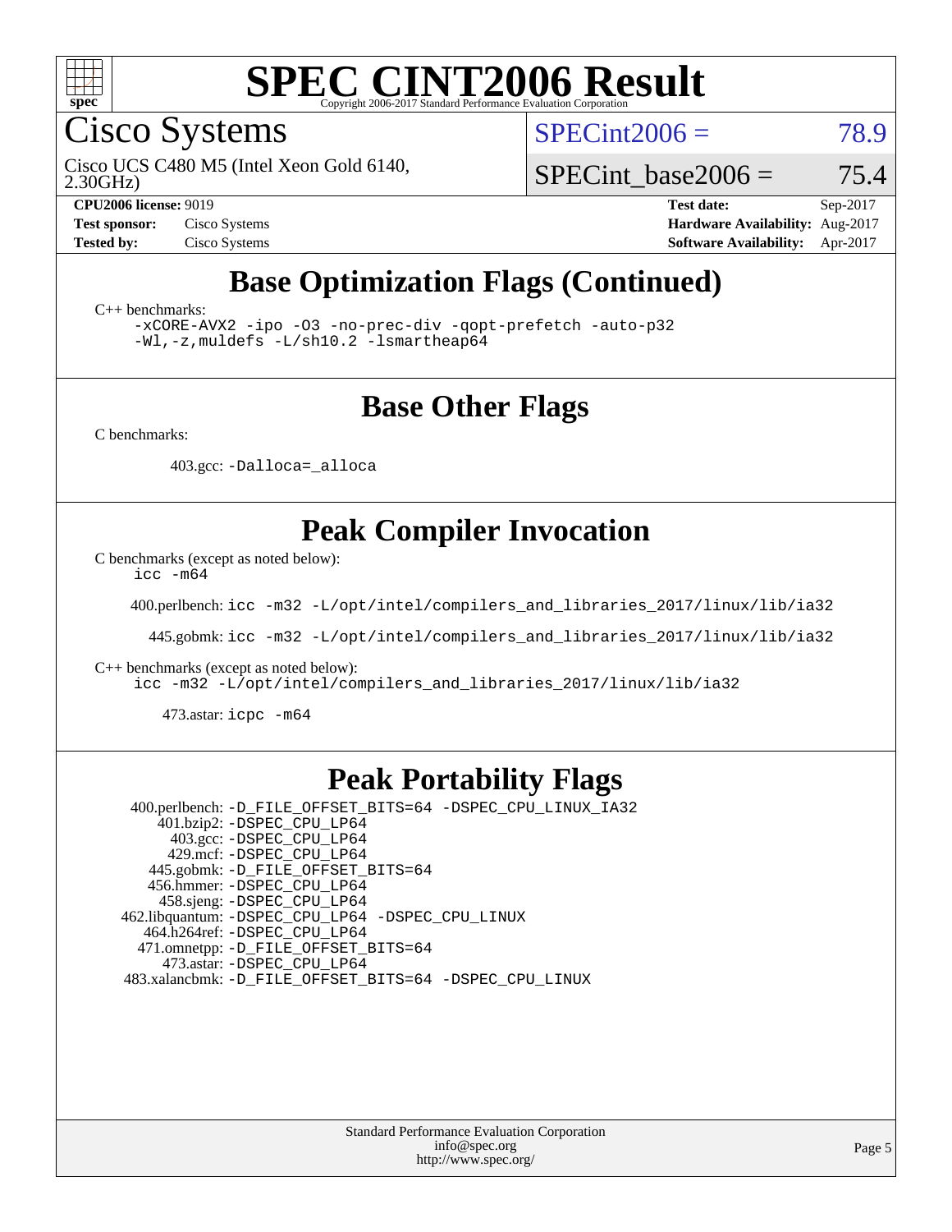# SPEC CINT2006 Result

Copyright 2006-2017 Standard Performance Evaluation Corporation

## Cisco Systems

Cisco UCS C480 M5 (Intel Xeon Gold 6140, 2.30GHz)

SPECint2006 = 78.9

SPECint_base2006 = 75.4

| | | | |
|---|---|---|---|
| **CPU2006 license:** 9019 | | **Test date:** | Sep-2017 |
| **Test sponsor:** | Cisco Systems | **Hardware Availability:** | Aug-2017 |
| **Tested by:** | Cisco Systems | **Software Availability:** | Apr-2017 |

## Base Optimization Flags (Continued)

C++ benchmarks:

```
-xCORE-AVX2 -ipo -O3 -no-prec-div -qopt-prefetch -auto-p32
-Wl,-z,muldefs -L/sh10.2 -lsmartheap64
```

## Base Other Flags

C benchmarks:

403.gcc: `-Dalloca=_alloca`

## Peak Compiler Invocation

C benchmarks (except as noted below):

```
icc -m64
```

400.perlbench: `icc -m32 -L/opt/intel/compilers_and_libraries_2017/linux/lib/ia32`

445.gobmk: `icc -m32 -L/opt/intel/compilers_and_libraries_2017/linux/lib/ia32`

C++ benchmarks (except as noted below):

```
icc -m32 -L/opt/intel/compilers_and_libraries_2017/linux/lib/ia32
```

473.astar: `icpc -m64`

## Peak Portability Flags

400.perlbench: `-D_FILE_OFFSET_BITS=64 -DSPEC_CPU_LINUX_IA32`
401.bzip2: `-DSPEC_CPU_LP64`
403.gcc: `-DSPEC_CPU_LP64`
429.mcf: `-DSPEC_CPU_LP64`
445.gobmk: `-D_FILE_OFFSET_BITS=64`
456.hmmer: `-DSPEC_CPU_LP64`
458.sjeng: `-DSPEC_CPU_LP64`
462.libquantum: `-DSPEC_CPU_LP64 -DSPEC_CPU_LINUX`
464.h264ref: `-DSPEC_CPU_LP64`
471.omnetpp: `-D_FILE_OFFSET_BITS=64`
473.astar: `-DSPEC_CPU_LP64`
483.xalancbmk: `-D_FILE_OFFSET_BITS=64 -DSPEC_CPU_LINUX`

Standard Performance Evaluation Corporation
info@spec.org
http://www.spec.org/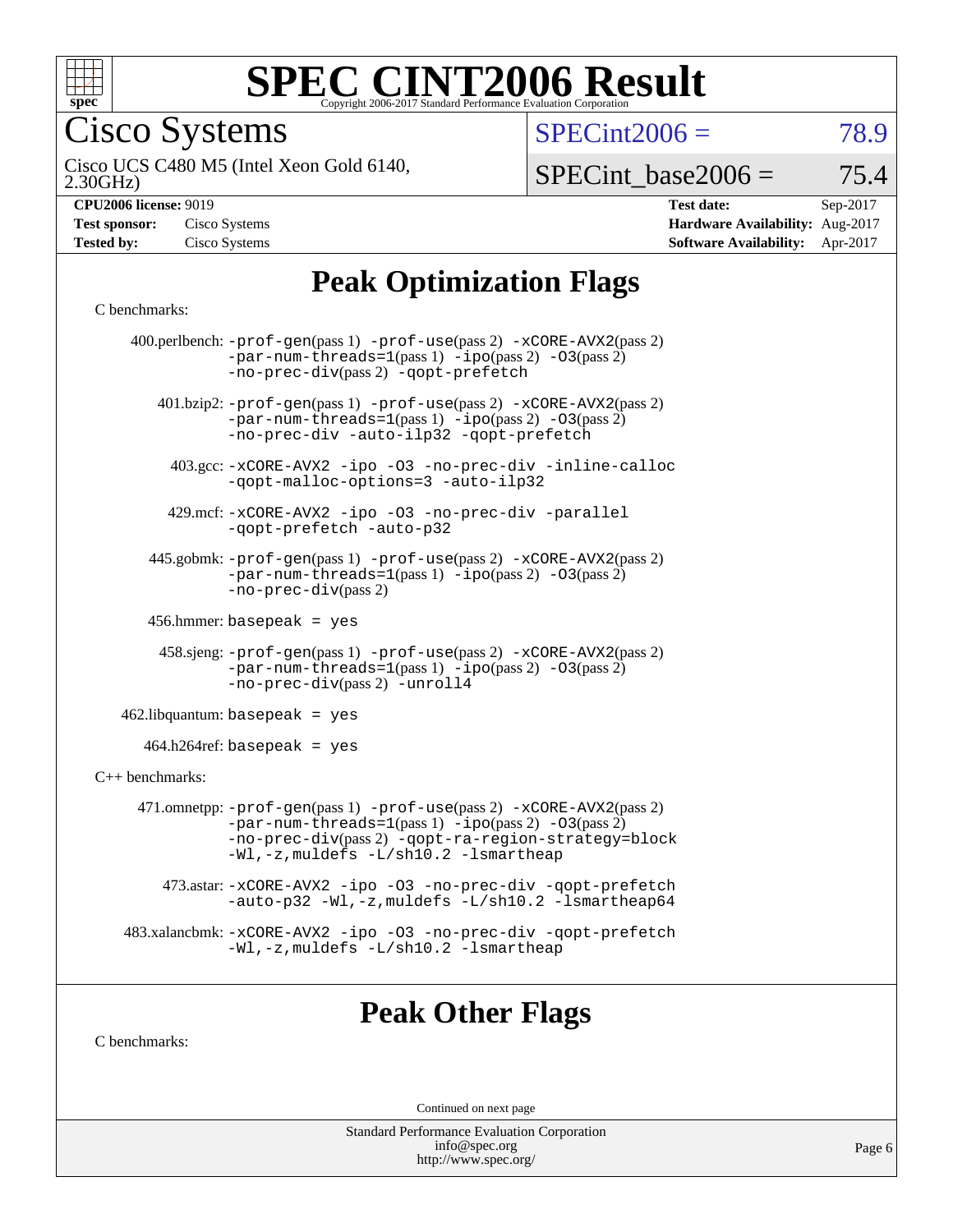# SPEC CINT2006 Result

Copyright 2006-2017 Standard Performance Evaluation Corporation

## Cisco Systems

Cisco UCS C480 M5 (Intel Xeon Gold 6140, 2.30GHz)

SPECint2006 = 78.9

SPECint_base2006 = 75.4

**CPU2006 license:** 9019
**Test sponsor:** Cisco Systems
**Tested by:** Cisco Systems

**Test date:** Sep-2017
**Hardware Availability:** Aug-2017
**Software Availability:** Apr-2017

## Peak Optimization Flags

C benchmarks:

400.perlbench: -prof-gen(pass 1) -prof-use(pass 2) -xCORE-AVX2(pass 2) -par-num-threads=1(pass 1) -ipo(pass 2) -O3(pass 2) -no-prec-div(pass 2) -qopt-prefetch

401.bzip2: -prof-gen(pass 1) -prof-use(pass 2) -xCORE-AVX2(pass 2) -par-num-threads=1(pass 1) -ipo(pass 2) -O3(pass 2) -no-prec-div -auto-ilp32 -qopt-prefetch

403.gcc: -xCORE-AVX2 -ipo -O3 -no-prec-div -inline-calloc -qopt-malloc-options=3 -auto-ilp32

429.mcf: -xCORE-AVX2 -ipo -O3 -no-prec-div -parallel -qopt-prefetch -auto-p32

445.gobmk: -prof-gen(pass 1) -prof-use(pass 2) -xCORE-AVX2(pass 2) -par-num-threads=1(pass 1) -ipo(pass 2) -O3(pass 2) -no-prec-div(pass 2)

456.hmmer: basepeak = yes

458.sjeng: -prof-gen(pass 1) -prof-use(pass 2) -xCORE-AVX2(pass 2) -par-num-threads=1(pass 1) -ipo(pass 2) -O3(pass 2) -no-prec-div(pass 2) -unroll4

462.libquantum: basepeak = yes

464.h264ref: basepeak = yes

C++ benchmarks:

471.omnetpp: -prof-gen(pass 1) -prof-use(pass 2) -xCORE-AVX2(pass 2) -par-num-threads=1(pass 1) -ipo(pass 2) -O3(pass 2) -no-prec-div(pass 2) -qopt-ra-region-strategy=block -Wl,-z,muldefs -L/sh10.2 -lsmartheap

473.astar: -xCORE-AVX2 -ipo -O3 -no-prec-div -qopt-prefetch -auto-p32 -Wl,-z,muldefs -L/sh10.2 -lsmartheap64

483.xalancbmk: -xCORE-AVX2 -ipo -O3 -no-prec-div -qopt-prefetch -Wl,-z,muldefs -L/sh10.2 -lsmartheap

## Peak Other Flags

C benchmarks:

Continued on next page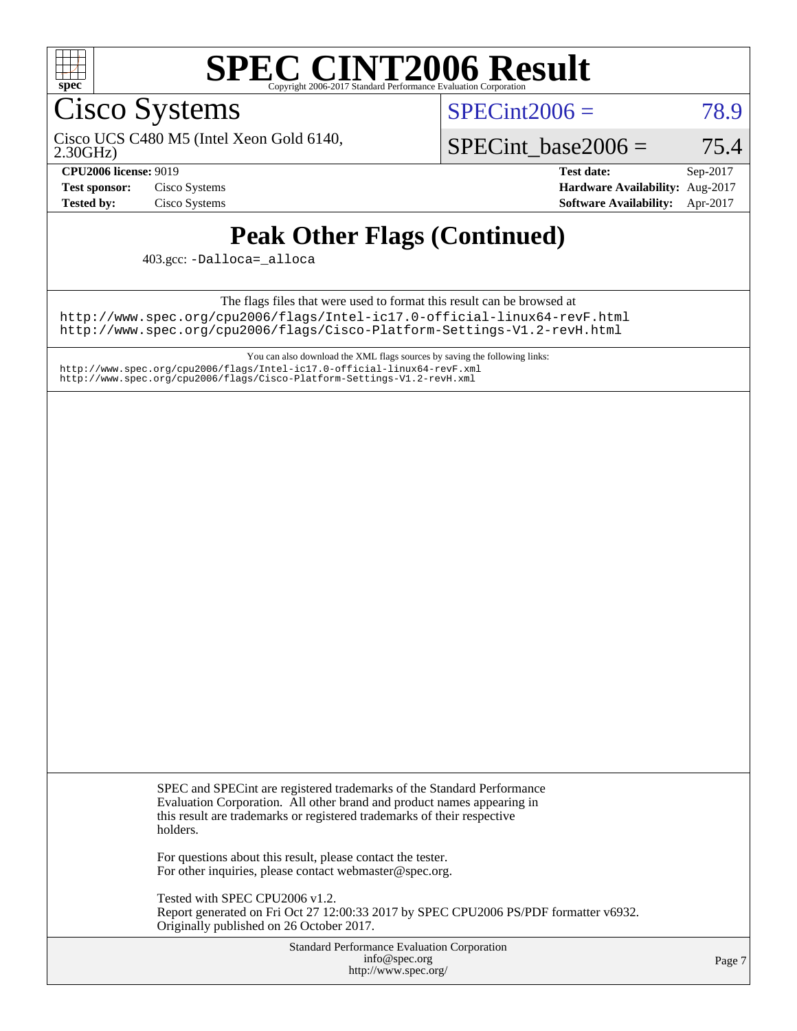# Peak Other Flags (Continued)

403.gcc: -Dalloca=_alloca

The flags files that were used to format this result can be browsed at
http://www.spec.org/cpu2006/flags/Intel-ic17.0-official-linux64-revF.html
http://www.spec.org/cpu2006/flags/Cisco-Platform-Settings-V1.2-revH.html

You can also download the XML flags sources by saving the following links:
http://www.spec.org/cpu2006/flags/Intel-ic17.0-official-linux64-revF.xml
http://www.spec.org/cpu2006/flags/Cisco-Platform-Settings-V1.2-revH.xml

SPEC and SPECint are registered trademarks of the Standard Performance Evaluation Corporation. All other brand and product names appearing in this result are trademarks or registered trademarks of their respective holders.

For questions about this result, please contact the tester.
For other inquiries, please contact webmaster@spec.org.

Tested with SPEC CPU2006 v1.2.
Report generated on Fri Oct 27 12:00:33 2017 by SPEC CPU2006 PS/PDF formatter v6932.
Originally published on 26 October 2017.